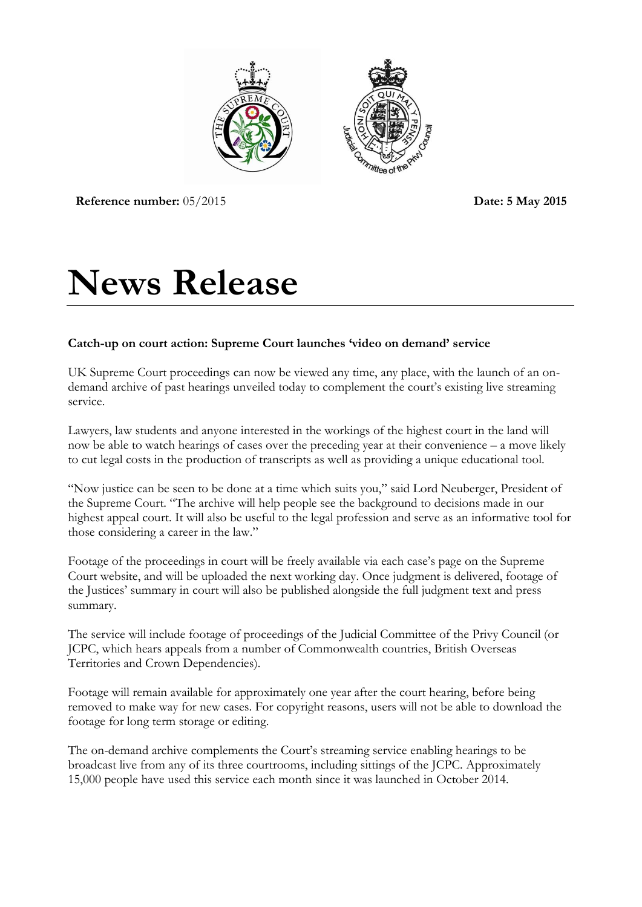**Reference number:** 05/2015 **Date: 5 May 2015**

# News Release

**Catch-up on court action: Supreme Court launches 'video on demand' service**

UK Supreme Court proceedings can now be viewed any time, any place, with the launch of an on-demand archive of past hearings unveiled today to complement the court's existing live streaming service.

Lawyers, law students and anyone interested in the workings of the highest court in the land will now be able to watch hearings of cases over the preceding year at their convenience – a move likely to cut legal costs in the production of transcripts as well as providing a unique educational tool.

"Now justice can be seen to be done at a time which suits you," said Lord Neuberger, President of the Supreme Court. "The archive will help people see the background to decisions made in our highest appeal court. It will also be useful to the legal profession and serve as an informative tool for those considering a career in the law."

Footage of the proceedings in court will be freely available via each case's page on the Supreme Court website, and will be uploaded the next working day. Once judgment is delivered, footage of the Justices' summary in court will also be published alongside the full judgment text and press summary.

The service will include footage of proceedings of the Judicial Committee of the Privy Council (or JCPC, which hears appeals from a number of Commonwealth countries, British Overseas Territories and Crown Dependencies).

Footage will remain available for approximately one year after the court hearing, before being removed to make way for new cases. For copyright reasons, users will not be able to download the footage for long term storage or editing.

The on-demand archive complements the Court's streaming service enabling hearings to be broadcast live from any of its three courtrooms, including sittings of the JCPC. Approximately 15,000 people have used this service each month since it was launched in October 2014.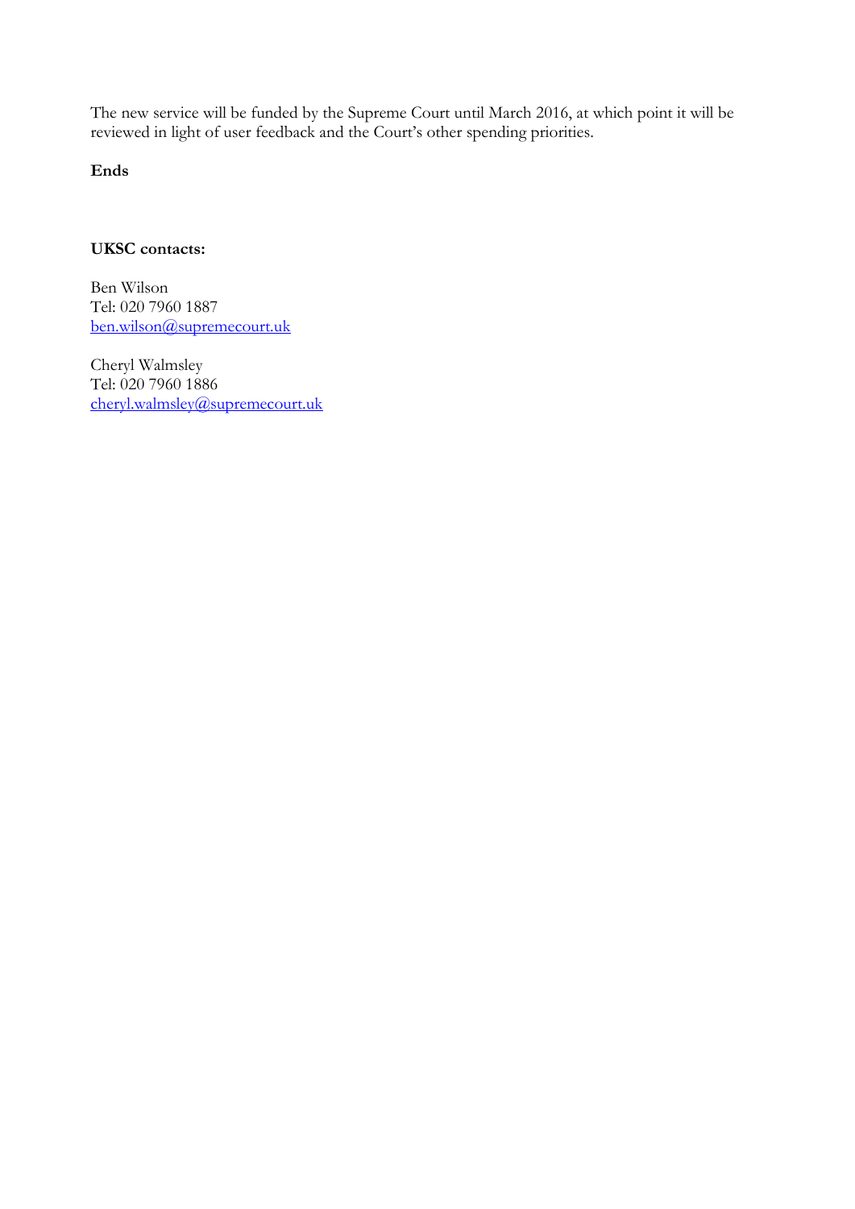The new service will be funded by the Supreme Court until March 2016, at which point it will be reviewed in light of user feedback and the Court's other spending priorities.

**Ends**

**UKSC contacts:**

Ben Wilson
Tel: 020 7960 1887
ben.wilson@supremecourt.uk

Cheryl Walmsley
Tel: 020 7960 1886
cheryl.walmsley@supremecourt.uk